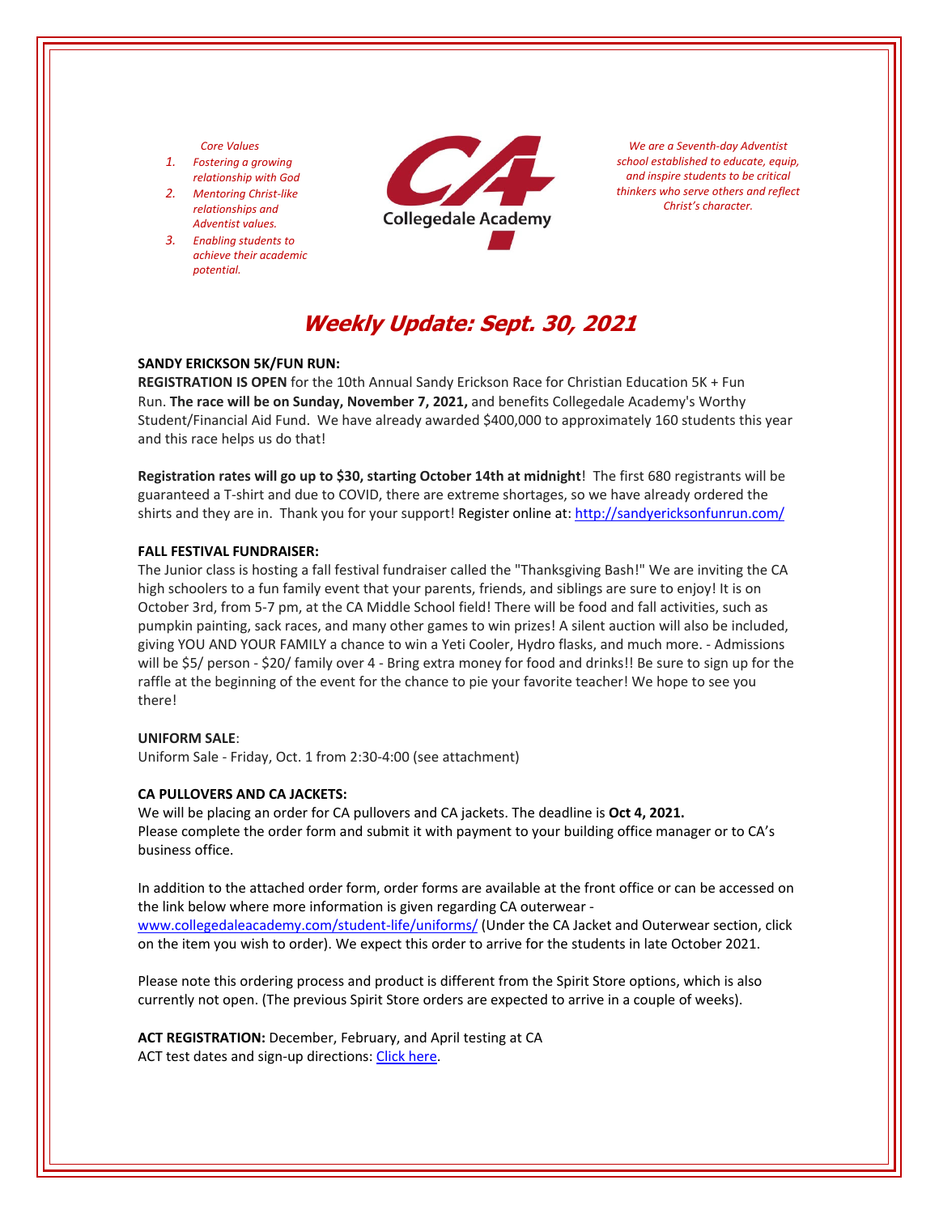*Core Values*

1. *Fostering a growing relationship with God*
2. *Mentoring Christ-like relationships and Adventist values.*
3. *Enabling students to achieve their academic potential.*

Collegedale Academy

*We are a Seventh-day Adventist school established to educate, equip, and inspire students to be critical thinkers who serve others and reflect Christ's character.*

# Weekly Update: Sept. 30, 2021

**SANDY ERICKSON 5K/FUN RUN:**
**REGISTRATION IS OPEN** for the 10th Annual Sandy Erickson Race for Christian Education 5K + Fun Run. **The race will be on Sunday, November 7, 2021,** and benefits Collegedale Academy's Worthy Student/Financial Aid Fund. We have already awarded $400,000 to approximately 160 students this year and this race helps us do that!

**Registration rates will go up to $30, starting October 14th at midnight**! The first 680 registrants will be guaranteed a T-shirt and due to COVID, there are extreme shortages, so we have already ordered the shirts and they are in. Thank you for your support! Register online at: [http://sandyericksonfunrun.com/](http://sandyericksonfunrun.com/)

**FALL FESTIVAL FUNDRAISER:**
The Junior class is hosting a fall festival fundraiser called the "Thanksgiving Bash!" We are inviting the CA high schoolers to a fun family event that your parents, friends, and siblings are sure to enjoy! It is on October 3rd, from 5-7 pm, at the CA Middle School field! There will be food and fall activities, such as pumpkin painting, sack races, and many other games to win prizes! A silent auction will also be included, giving YOU AND YOUR FAMILY a chance to win a Yeti Cooler, Hydro flasks, and much more. - Admissions will be $5/ person - $20/ family over 4 - Bring extra money for food and drinks!! Be sure to sign up for the raffle at the beginning of the event for the chance to pie your favorite teacher! We hope to see you there!

**UNIFORM SALE**:
Uniform Sale - Friday, Oct. 1 from 2:30-4:00 (see attachment)

**CA PULLOVERS AND CA JACKETS:**
We will be placing an order for CA pullovers and CA jackets. The deadline is **Oct 4, 2021.**
Please complete the order form and submit it with payment to your building office manager or to CA's business office.

In addition to the attached order form, order forms are available at the front office or can be accessed on the link below where more information is given regarding CA outerwear - [www.collegedaleacademy.com/student-life/uniforms/](www.collegedaleacademy.com/student-life/uniforms/) (Under the CA Jacket and Outerwear section, click on the item you wish to order). We expect this order to arrive for the students in late October 2021.

Please note this ordering process and product is different from the Spirit Store options, which is also currently not open. (The previous Spirit Store orders are expected to arrive in a couple of weeks).

**ACT REGISTRATION:** December, February, and April testing at CA
ACT test dates and sign-up directions: Click here.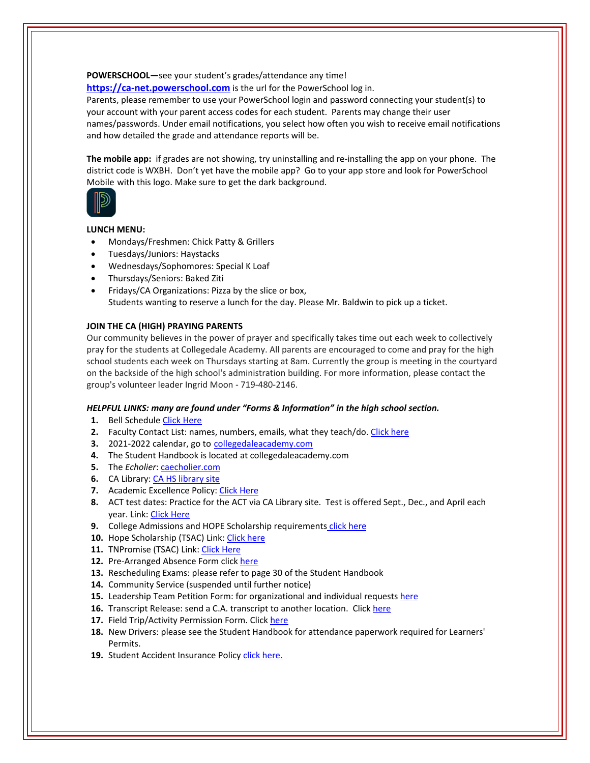**POWERSCHOOL—**see your student's grades/attendance any time!
**https://ca-net.powerschool.com** is the url for the PowerSchool log in.
Parents, please remember to use your PowerSchool login and password connecting your student(s) to your account with your parent access codes for each student. Parents may change their user names/passwords. Under email notifications, you select how often you wish to receive email notifications and how detailed the grade and attendance reports will be.

**The mobile app:** if grades are not showing, try uninstalling and re-installing the app on your phone. The district code is WXBH. Don't yet have the mobile app? Go to your app store and look for PowerSchool Mobile with this logo. Make sure to get the dark background.

**LUNCH MENU:**

- Mondays/Freshmen: Chick Patty & Grillers
- Tuesdays/Juniors: Haystacks
- Wednesdays/Sophomores: Special K Loaf
- Thursdays/Seniors: Baked Ziti
- Fridays/CA Organizations: Pizza by the slice or box,
  Students wanting to reserve a lunch for the day. Please Mr. Baldwin to pick up a ticket.

**JOIN THE CA (HIGH) PRAYING PARENTS**

Our community believes in the power of prayer and specifically takes time out each week to collectively pray for the students at Collegedale Academy. All parents are encouraged to come and pray for the high school students each week on Thursdays starting at 8am. Currently the group is meeting in the courtyard on the backside of the high school's administration building. For more information, please contact the group's volunteer leader Ingrid Moon - 719-480-2146.

***HELPFUL LINKS: many are found under "Forms & Information" in the high school section.***

1. Bell Schedule Click Here
2. Faculty Contact List: names, numbers, emails, what they teach/do. Click here
3. 2021-2022 calendar, go to collegedaleacademy.com
4. The Student Handbook is located at collegedaleacademy.com
5. The *Echolier*: caecholier.com
6. CA Library: CA HS library site
7. Academic Excellence Policy: Click Here
8. ACT test dates: Practice for the ACT via CA Library site. Test is offered Sept., Dec., and April each year. Link: Click Here
9. College Admissions and HOPE Scholarship requirements click here
10. Hope Scholarship (TSAC) Link: Click here
11. TNPromise (TSAC) Link: Click Here
12. Pre-Arranged Absence Form click here
13. Rescheduling Exams: please refer to page 30 of the Student Handbook
14. Community Service (suspended until further notice)
15. Leadership Team Petition Form: for organizational and individual requests here
16. Transcript Release: send a C.A. transcript to another location. Click here
17. Field Trip/Activity Permission Form. Click here
18. New Drivers: please see the Student Handbook for attendance paperwork required for Learners' Permits.
19. Student Accident Insurance Policy click here.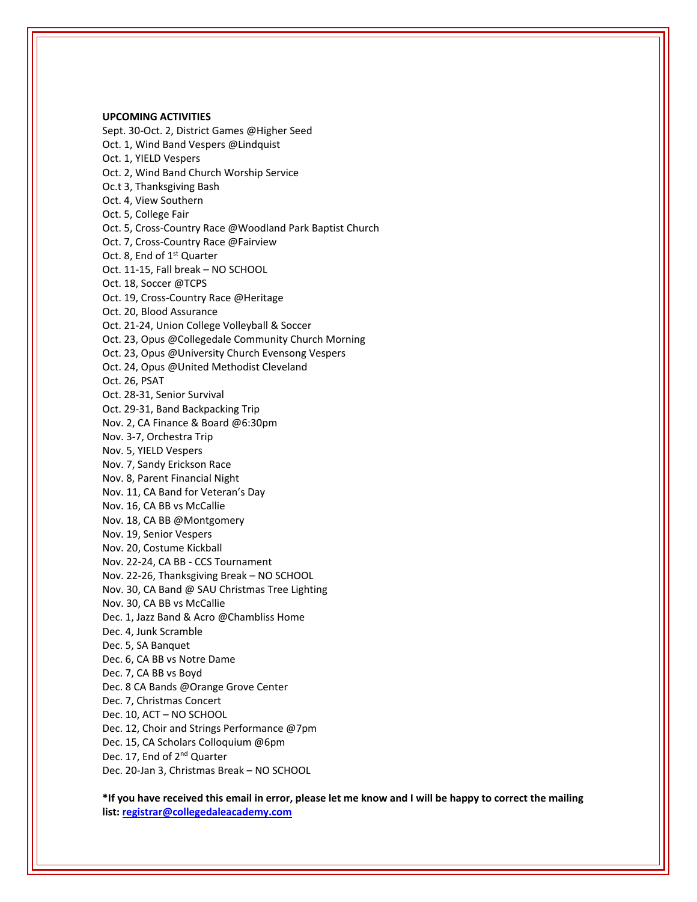**UPCOMING ACTIVITIES**

Sept. 30-Oct. 2, District Games @Higher Seed
Oct. 1, Wind Band Vespers @Lindquist
Oct. 1, YIELD Vespers
Oct. 2, Wind Band Church Worship Service
Oc.t 3, Thanksgiving Bash
Oct. 4, View Southern
Oct. 5, College Fair
Oct. 5, Cross-Country Race @Woodland Park Baptist Church
Oct. 7, Cross-Country Race @Fairview
Oct. 8, End of 1st Quarter
Oct. 11-15, Fall break – NO SCHOOL
Oct. 18, Soccer @TCPS
Oct. 19, Cross-Country Race @Heritage
Oct. 20, Blood Assurance
Oct. 21-24, Union College Volleyball & Soccer
Oct. 23, Opus @Collegedale Community Church Morning
Oct. 23, Opus @University Church Evensong Vespers
Oct. 24, Opus @United Methodist Cleveland
Oct. 26, PSAT
Oct. 28-31, Senior Survival
Oct. 29-31, Band Backpacking Trip
Nov. 2, CA Finance & Board @6:30pm
Nov. 3-7, Orchestra Trip
Nov. 5, YIELD Vespers
Nov. 7, Sandy Erickson Race
Nov. 8, Parent Financial Night
Nov. 11, CA Band for Veteran's Day
Nov. 16, CA BB vs McCallie
Nov. 18, CA BB @Montgomery
Nov. 19, Senior Vespers
Nov. 20, Costume Kickball
Nov. 22-24, CA BB - CCS Tournament
Nov. 22-26, Thanksgiving Break – NO SCHOOL
Nov. 30, CA Band @ SAU Christmas Tree Lighting
Nov. 30, CA BB vs McCallie
Dec. 1, Jazz Band & Acro @Chambliss Home
Dec. 4, Junk Scramble
Dec. 5, SA Banquet
Dec. 6, CA BB vs Notre Dame
Dec. 7, CA BB vs Boyd
Dec. 8 CA Bands @Orange Grove Center
Dec. 7, Christmas Concert
Dec. 10, ACT – NO SCHOOL
Dec. 12, Choir and Strings Performance @7pm
Dec. 15, CA Scholars Colloquium @6pm
Dec. 17, End of 2nd Quarter
Dec. 20-Jan 3, Christmas Break – NO SCHOOL

**\*If you have received this email in error, please let me know and I will be happy to correct the mailing list: registrar@collegedaleacademy.com**